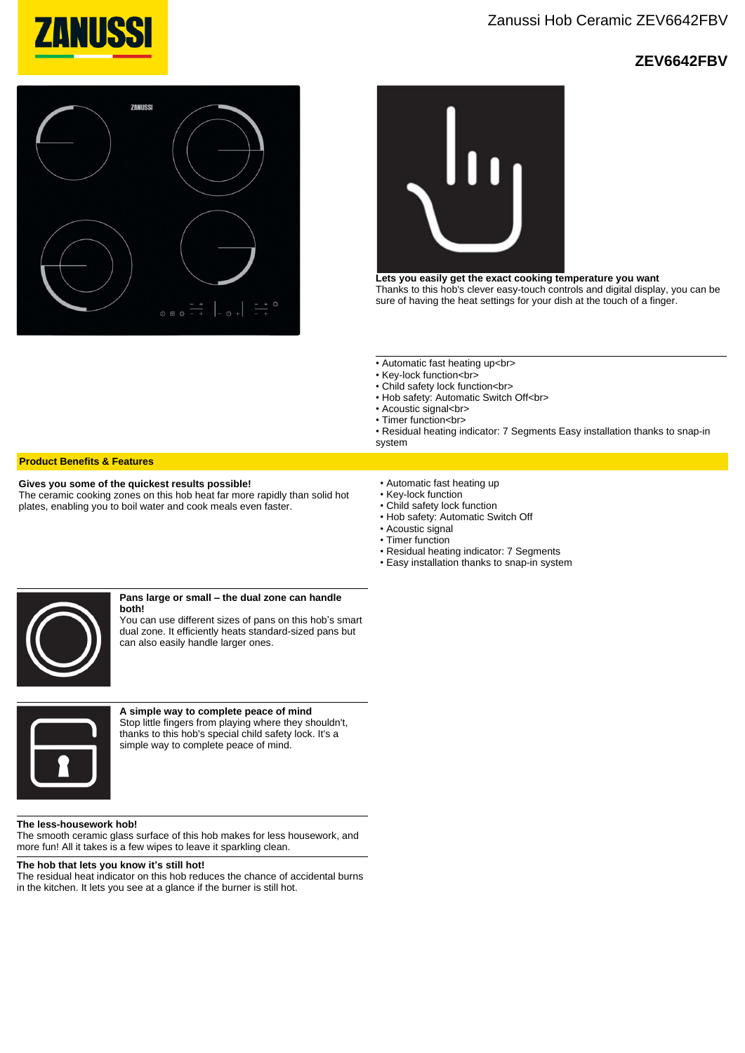# Zanussi Hob Ceramic ZEV6642FBV

## ZEV6642FBV

**Lets you easily get the exact cooking temperature you want**
Thanks to this hob's clever easy-touch controls and digital display, you can be sure of having the heat settings for your dish at the touch of a finger.

- Automatic fast heating up<br>
- Key-lock function<br>
- Child safety lock function<br>
- Hob safety: Automatic Switch Off<br>
- Acoustic signal<br>
- Timer function<br>
- Residual heating indicator: 7 Segments Easy installation thanks to snap-in system

## Product Benefits & Features

**Gives you some of the quickest results possible!**
The ceramic cooking zones on this hob heat far more rapidly than solid hot plates, enabling you to boil water and cook meals even faster.

- Automatic fast heating up
- Key-lock function
- Child safety lock function
- Hob safety: Automatic Switch Off
- Acoustic signal
- Timer function
- Residual heating indicator: 7 Segments
- Easy installation thanks to snap-in system

**Pans large or small – the dual zone can handle both!**
You can use different sizes of pans on this hob's smart dual zone. It efficiently heats standard-sized pans but can also easily handle larger ones.

**A simple way to complete peace of mind**
Stop little fingers from playing where they shouldn't, thanks to this hob's special child safety lock. It's a simple way to complete peace of mind.

**The less-housework hob!**
The smooth ceramic glass surface of this hob makes for less housework, and more fun! All it takes is a few wipes to leave it sparkling clean.

**The hob that lets you know it's still hot!**
The residual heat indicator on this hob reduces the chance of accidental burns in the kitchen. It lets you see at a glance if the burner is still hot.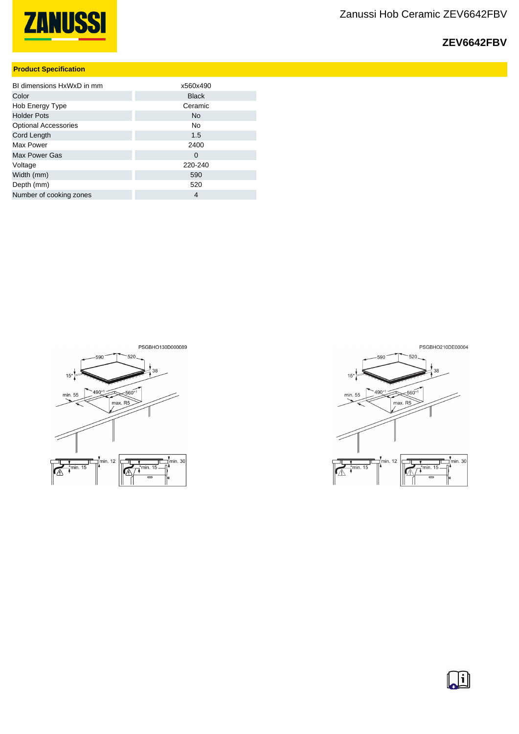# ZEV6642FBV

## Product Specification

| | |
|---|---|
| BI dimensions HxWxD in mm | x560x490 |
| Color | Black |
| Hob Energy Type | Ceramic |
| Holder Pots | No |
| Optional Accessories | No |
| Cord Length | 1.5 |
| Max Power | 2400 |
| Max Power Gas | 0 |
| Voltage | 220-240 |
| Width (mm) | 590 |
| Depth (mm) | 520 |
| Number of cooking zones | 4 |

PSGBHO130D000089

590
520
38
15°
min. 55
490+1
560+1
max. R5
min. 12
min. 15
min. 30
min. 15

PSGBHO210DE00004

590
520
38
15°
min. 55
490+1
560+1
max. R5
min. 12
min. 15
min. 30
min. 15